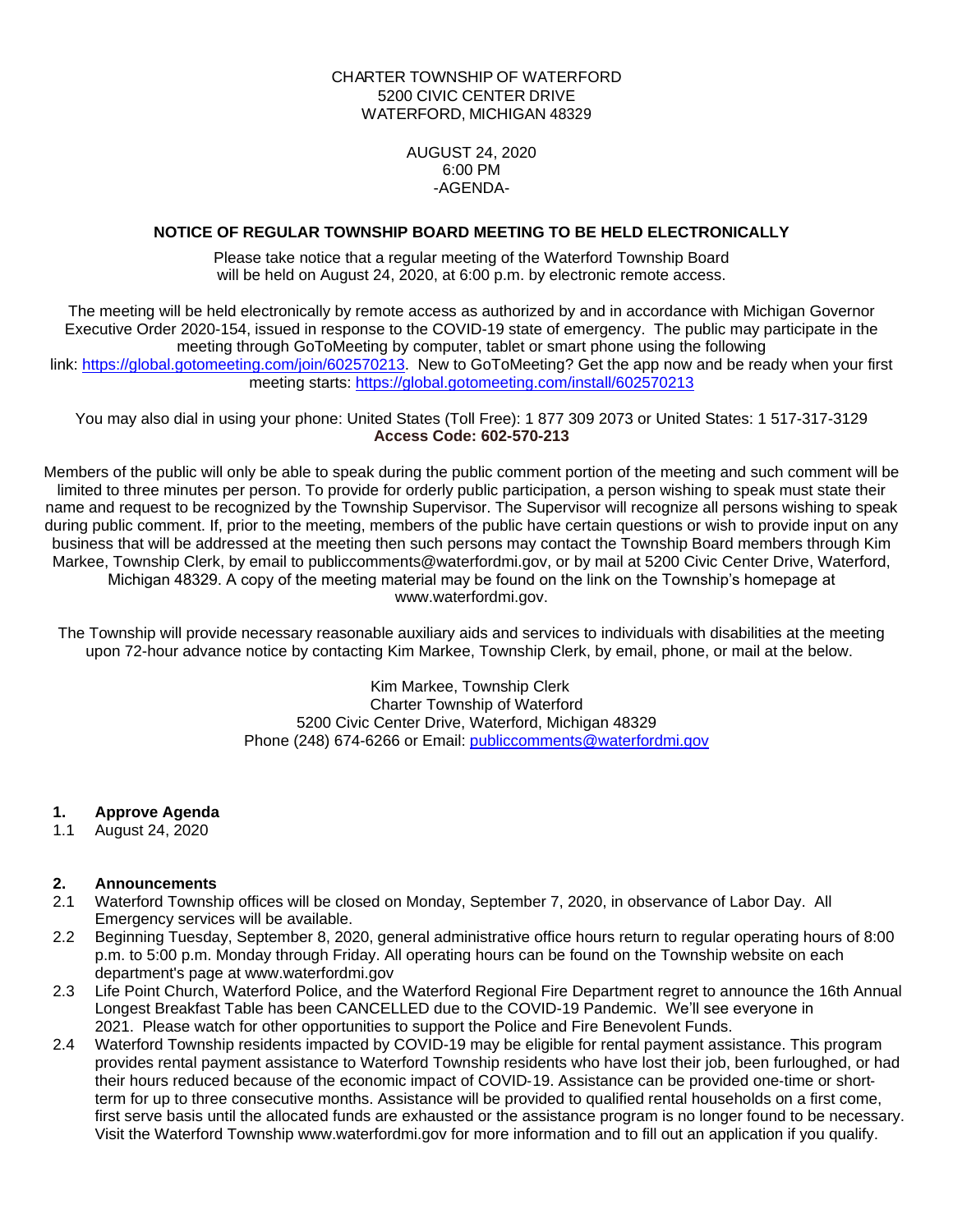CHARTER TOWNSHIP OF WATERFORD
5200 CIVIC CENTER DRIVE
WATERFORD, MICHIGAN 48329

AUGUST 24, 2020
6:00 PM
-AGENDA-

**NOTICE OF REGULAR TOWNSHIP BOARD MEETING TO BE HELD ELECTRONICALLY**

Please take notice that a regular meeting of the Waterford Township Board will be held on August 24, 2020, at 6:00 p.m. by electronic remote access.

The meeting will be held electronically by remote access as authorized by and in accordance with Michigan Governor Executive Order 2020-154, issued in response to the COVID-19 state of emergency. The public may participate in the meeting through GoToMeeting by computer, tablet or smart phone using the following link: https://global.gotomeeting.com/join/602570213. New to GoToMeeting? Get the app now and be ready when your first meeting starts: https://global.gotomeeting.com/install/602570213

You may also dial in using your phone: United States (Toll Free): 1 877 309 2073 or United States: 1 517-317-3129
**Access Code: 602-570-213**

Members of the public will only be able to speak during the public comment portion of the meeting and such comment will be limited to three minutes per person. To provide for orderly public participation, a person wishing to speak must state their name and request to be recognized by the Township Supervisor. The Supervisor will recognize all persons wishing to speak during public comment. If, prior to the meeting, members of the public have certain questions or wish to provide input on any business that will be addressed at the meeting then such persons may contact the Township Board members through Kim Markee, Township Clerk, by email to publiccomments@waterfordmi.gov, or by mail at 5200 Civic Center Drive, Waterford, Michigan 48329. A copy of the meeting material may be found on the link on the Township's homepage at www.waterfordmi.gov.

The Township will provide necessary reasonable auxiliary aids and services to individuals with disabilities at the meeting upon 72-hour advance notice by contacting Kim Markee, Township Clerk, by email, phone, or mail at the below.

Kim Markee, Township Clerk
Charter Township of Waterford
5200 Civic Center Drive, Waterford, Michigan 48329
Phone (248) 674-6266 or Email: publiccomments@waterfordmi.gov

**1. Approve Agenda**

1.1 August 24, 2020

**2. Announcements**

2.1 Waterford Township offices will be closed on Monday, September 7, 2020, in observance of Labor Day. All Emergency services will be available.

2.2 Beginning Tuesday, September 8, 2020, general administrative office hours return to regular operating hours of 8:00 p.m. to 5:00 p.m. Monday through Friday. All operating hours can be found on the Township website on each department's page at www.waterfordmi.gov

2.3 Life Point Church, Waterford Police, and the Waterford Regional Fire Department regret to announce the 16th Annual Longest Breakfast Table has been CANCELLED due to the COVID-19 Pandemic. We'll see everyone in 2021. Please watch for other opportunities to support the Police and Fire Benevolent Funds.

2.4 Waterford Township residents impacted by COVID-19 may be eligible for rental payment assistance. This program provides rental payment assistance to Waterford Township residents who have lost their job, been furloughed, or had their hours reduced because of the economic impact of COVID-19. Assistance can be provided one-time or short-term for up to three consecutive months. Assistance will be provided to qualified rental households on a first come, first serve basis until the allocated funds are exhausted or the assistance program is no longer found to be necessary. Visit the Waterford Township www.waterfordmi.gov for more information and to fill out an application if you qualify.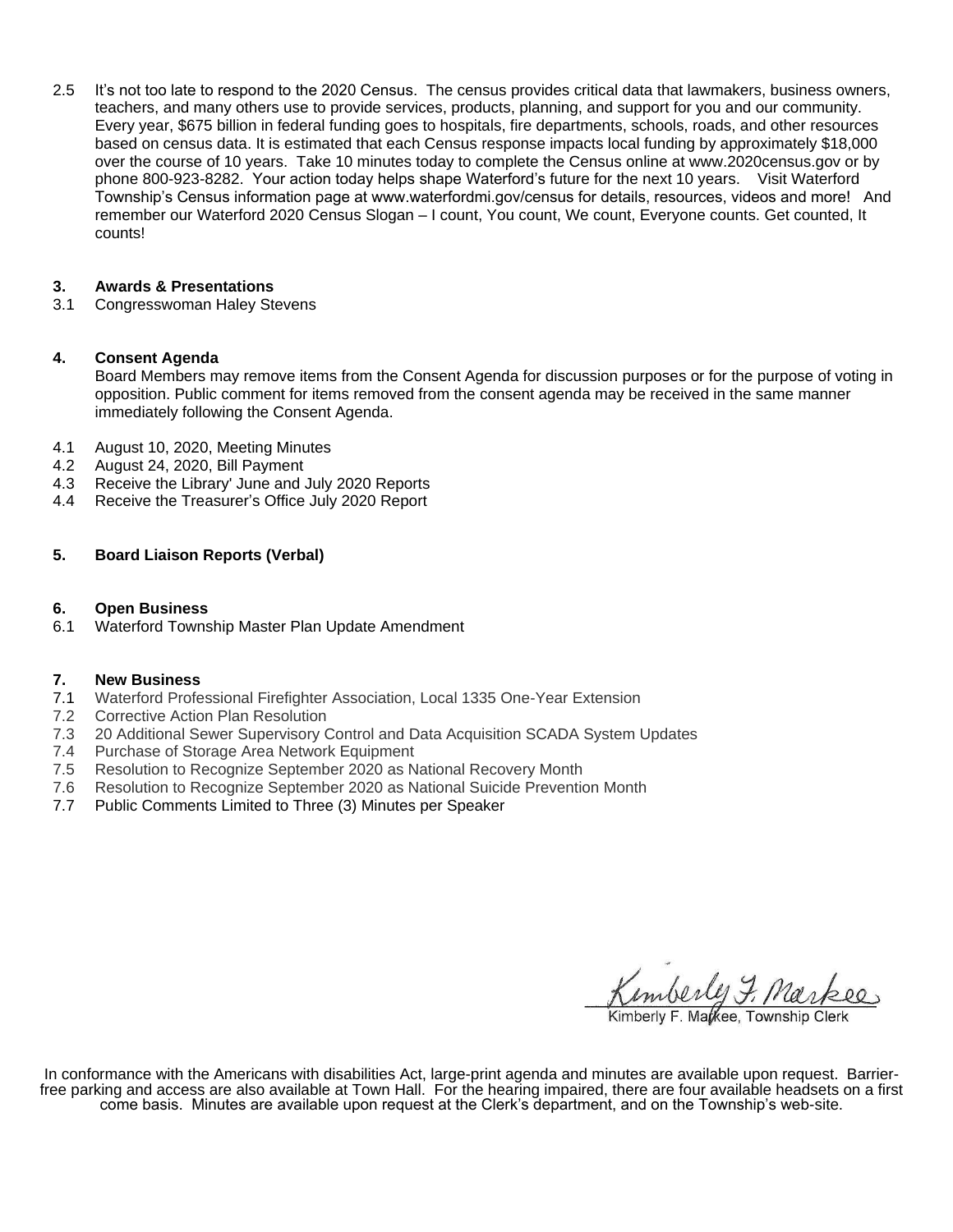2.5 It's not too late to respond to the 2020 Census. The census provides critical data that lawmakers, business owners, teachers, and many others use to provide services, products, planning, and support for you and our community. Every year, $675 billion in federal funding goes to hospitals, fire departments, schools, roads, and other resources based on census data. It is estimated that each Census response impacts local funding by approximately $18,000 over the course of 10 years. Take 10 minutes today to complete the Census online at www.2020census.gov or by phone 800-923-8282. Your action today helps shape Waterford's future for the next 10 years. Visit Waterford Township's Census information page at www.waterfordmi.gov/census for details, resources, videos and more! And remember our Waterford 2020 Census Slogan – I count, You count, We count, Everyone counts. Get counted, It counts!

**3. Awards & Presentations**

3.1 Congresswoman Haley Stevens

**4. Consent Agenda**

Board Members may remove items from the Consent Agenda for discussion purposes or for the purpose of voting in opposition. Public comment for items removed from the consent agenda may be received in the same manner immediately following the Consent Agenda.

4.1 August 10, 2020, Meeting Minutes
4.2 August 24, 2020, Bill Payment
4.3 Receive the Library' June and July 2020 Reports
4.4 Receive the Treasurer's Office July 2020 Report

**5. Board Liaison Reports (Verbal)**

**6. Open Business**

6.1 Waterford Township Master Plan Update Amendment

**7. New Business**

7.1 Waterford Professional Firefighter Association, Local 1335 One-Year Extension
7.2 Corrective Action Plan Resolution
7.3 20 Additional Sewer Supervisory Control and Data Acquisition SCADA System Updates
7.4 Purchase of Storage Area Network Equipment
7.5 Resolution to Recognize September 2020 as National Recovery Month
7.6 Resolution to Recognize September 2020 as National Suicide Prevention Month
7.7 Public Comments Limited to Three (3) Minutes per Speaker

Kimberly F. Markee

Kimberly F. Markee, Township Clerk

In conformance with the Americans with disabilities Act, large-print agenda and minutes are available upon request. Barrier-free parking and access are also available at Town Hall. For the hearing impaired, there are four available headsets on a first come basis. Minutes are available upon request at the Clerk's department, and on the Township's web-site.